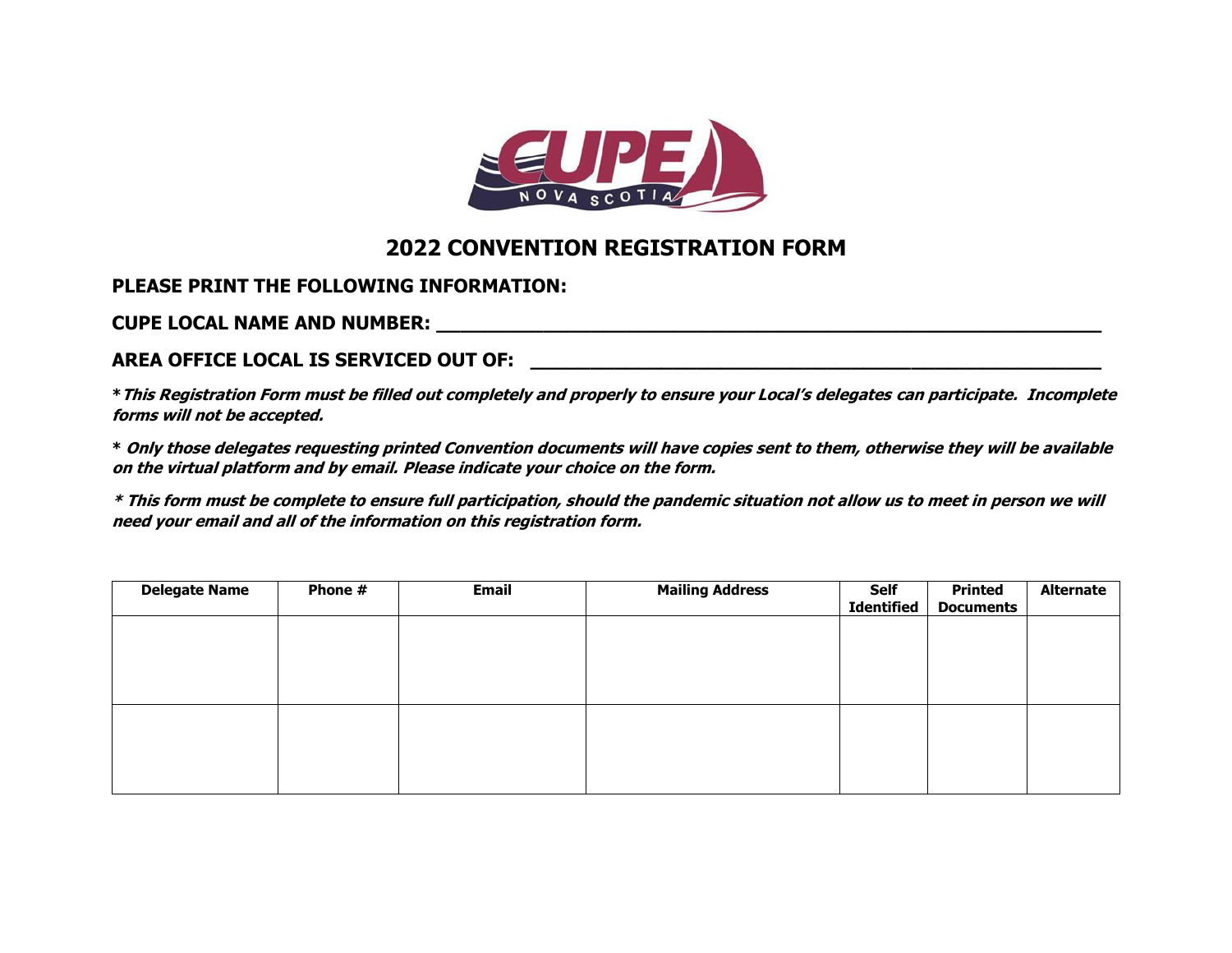# 2022 CONVENTION REGISTRATION FORM

**PLEASE PRINT THE FOLLOWING INFORMATION:**

**CUPE LOCAL NAME AND NUMBER:** ______________________________________________________________

**AREA OFFICE LOCAL IS SERVICED OUT OF:** ____________________________________________

***\*This Registration Form must be filled out completely and properly to ensure your Local's delegates can participate. Incomplete forms will not be accepted.***

***\* Only those delegates requesting printed Convention documents will have copies sent to them, otherwise they will be available on the virtual platform and by email. Please indicate your choice on the form.***

***\* This form must be complete to ensure full participation, should the pandemic situation not allow us to meet in person we will need your email and all of the information on this registration form.***

| Delegate Name | Phone # | Email | Mailing Address | Self Identified | Printed Documents | Alternate |
|---|---|---|---|---|---|---|
| | | | | | | |
| | | | | | | |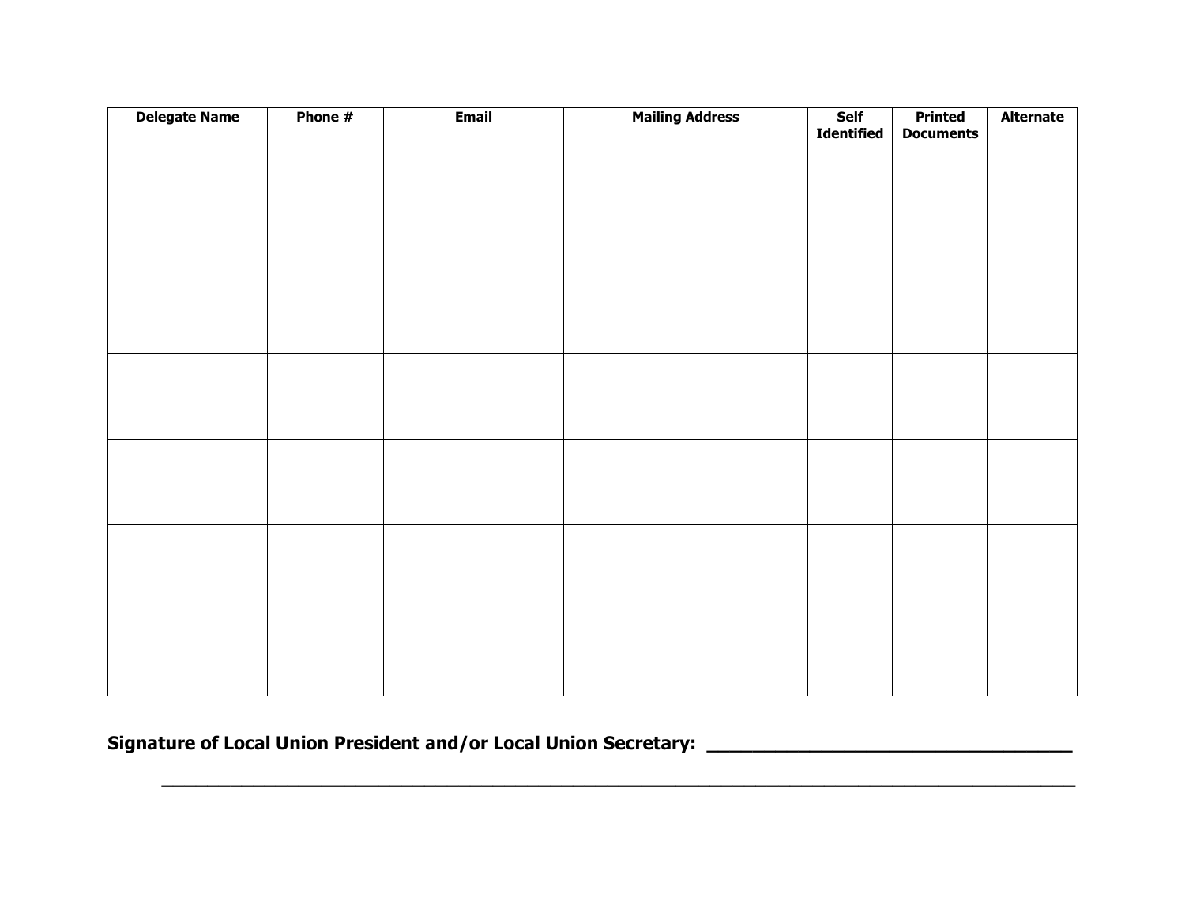| Delegate Name | Phone # | Email | Mailing Address | Self Identified | Printed Documents | Alternate |
|---|---|---|---|---|---|---|
| | | | | | | |
| | | | | | | |
| | | | | | | |
| | | | | | | |
| | | | | | | |
| | | | | | | |

**Signature of Local Union President and/or Local Union Secretary: ______________________________**

**_____________________________________________________________________________**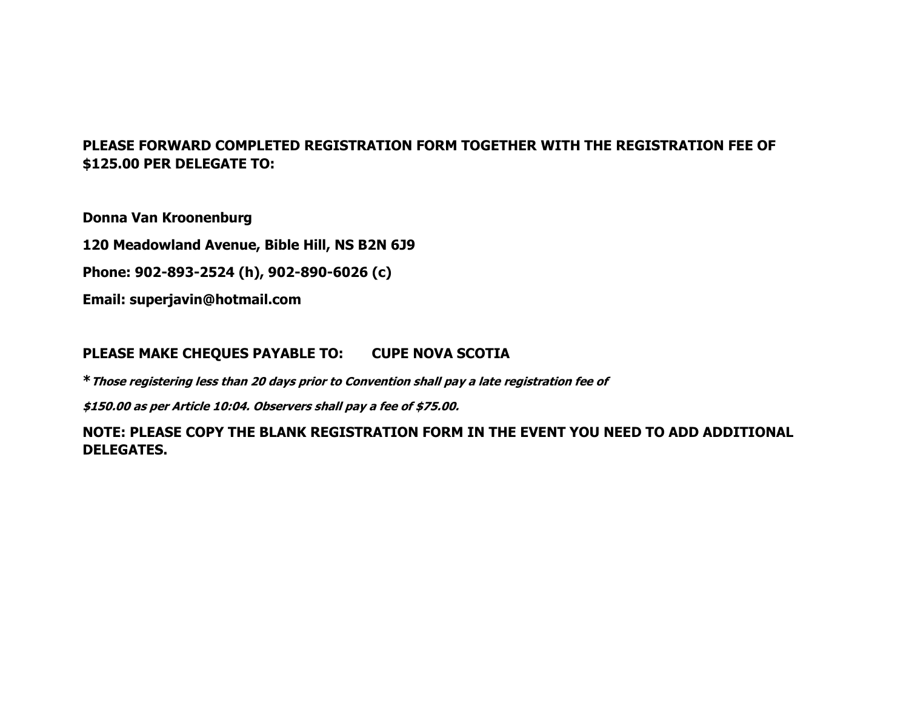**PLEASE FORWARD COMPLETED REGISTRATION FORM TOGETHER WITH THE REGISTRATION FEE OF $125.00 PER DELEGATE TO:**

**Donna Van Kroonenburg**

**120 Meadowland Avenue, Bible Hill, NS B2N 6J9**

**Phone: 902-893-2524 (h), 902-890-6026 (c)**

**Email: superjavin@hotmail.com**

**PLEASE MAKE CHEQUES PAYABLE TO: CUPE NOVA SCOTIA**

*\** ***Those registering less than 20 days prior to Convention shall pay a late registration fee of $150.00 as per Article 10:04. Observers shall pay a fee of $75.00.***

**NOTE: PLEASE COPY THE BLANK REGISTRATION FORM IN THE EVENT YOU NEED TO ADD ADDITIONAL DELEGATES.**